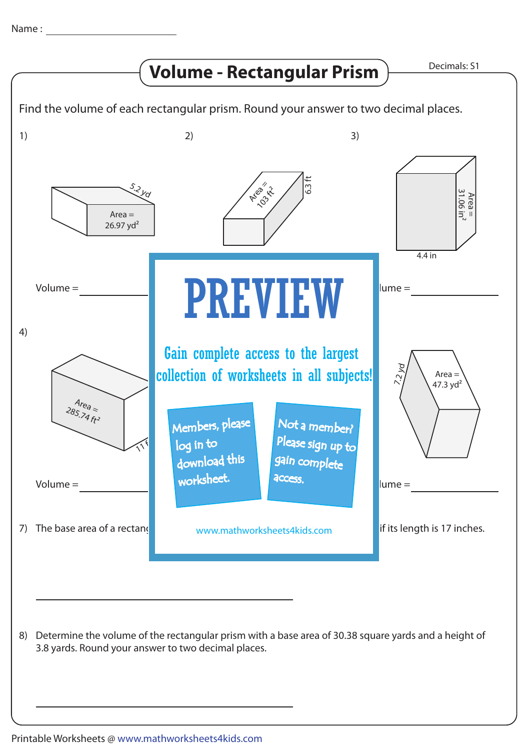Name : ______________________

# Volume - Rectangular Prism

Decimals: S1

Find the volume of each rectangular prism. Round your answer to two decimal places.

1)

5.2 yd

Area = 26.97 $yd^2$

Volume = ______________

2)

Area = 103 $ft^2$

6.3 ft

3)

Area = 31.06 $in^2$

4.4 in

lume = ______________

4)

Area = 285.74 $ft^2$

11 f

Volume = ______________

7.2 yd

Area = 47.3 $yd^2$

lume = ______________

PREVIEW

Gain complete access to the largest collection of worksheets in all subjects!

Members, please log in to download this worksheet.

Not a member? Please sign up to gain complete access.

www.mathworksheets4kids.com

7) The base area of a rectang ... if its length is 17 inches.

______________________________

8) Determine the volume of the rectangular prism with a base area of 30.38 square yards and a height of 3.8 yards. Round your answer to two decimal places.

______________________________

Printable Worksheets @ www.mathworksheets4kids.com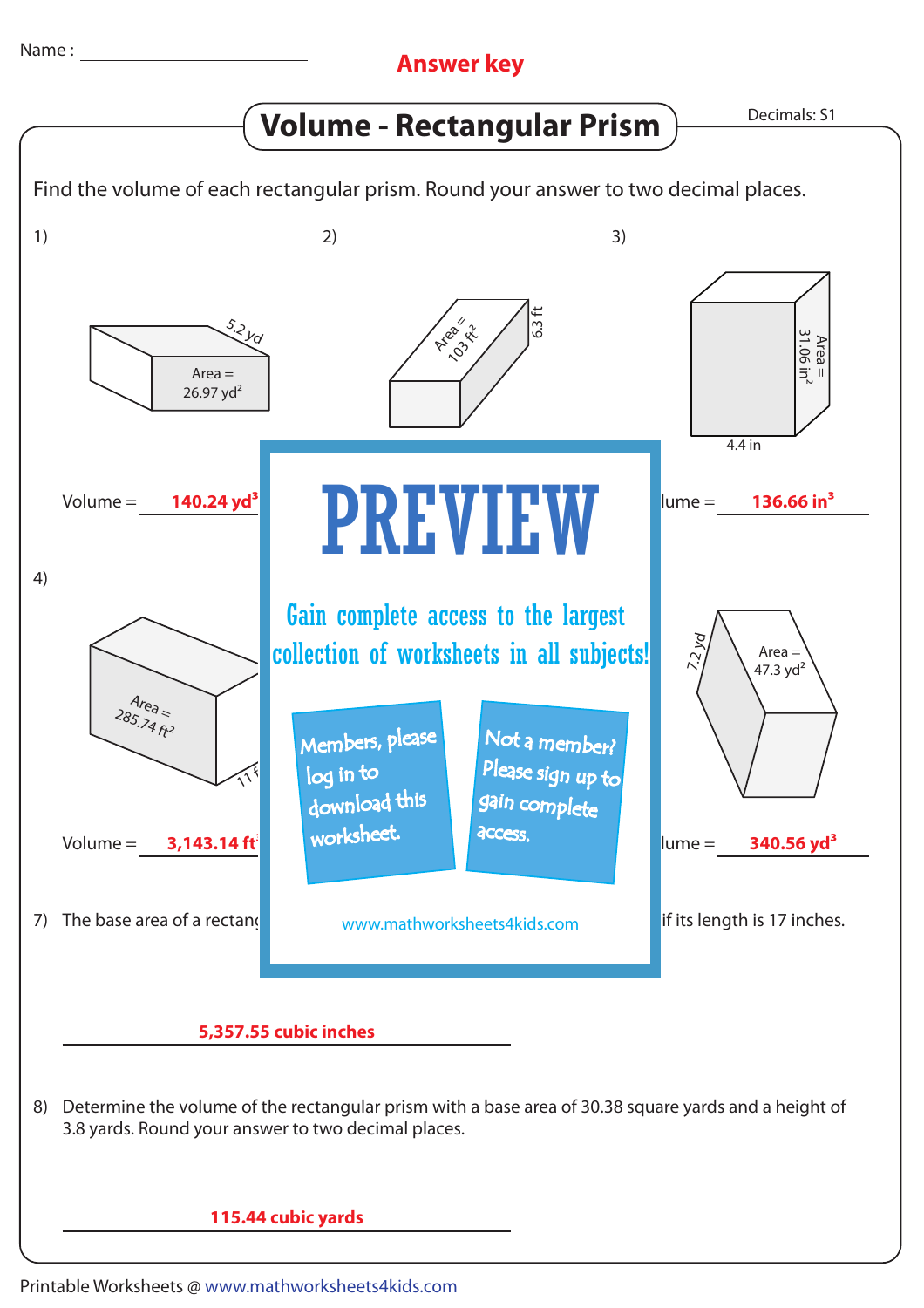Name : ____________________

**Answer key**

# Volume - Rectangular Prism

Decimals: S1

Find the volume of each rectangular prism. Round your answer to two decimal places.

1)

5.2 yd

Area = 26.97 $yd^2$

Volume = **140.24 $yd^3$**

2)

Area = 103 $ft^2$

6.3 ft

3)

Area = 31.06 $in^2$

4.4 in

Volume = **136.66 $in^3$**

4)

Area = 285.74 $ft^2$

11 f

Volume = **3,143.14 ft**

7.2 yd

Area = 47.3 $yd^2$

Volume = **340.56 $yd^3$**

# PREVIEW

Gain complete access to the largest collection of worksheets in all subjects!

Members, please log in to download this worksheet.

Not a member? Please sign up to gain complete access.

www.mathworksheets4kids.com

7) The base area of a rectang if its length is 17 inches.

**5,357.55 cubic inches**

8) Determine the volume of the rectangular prism with a base area of 30.38 square yards and a height of 3.8 yards. Round your answer to two decimal places.

**115.44 cubic yards**

Printable Worksheets @ www.mathworksheets4kids.com